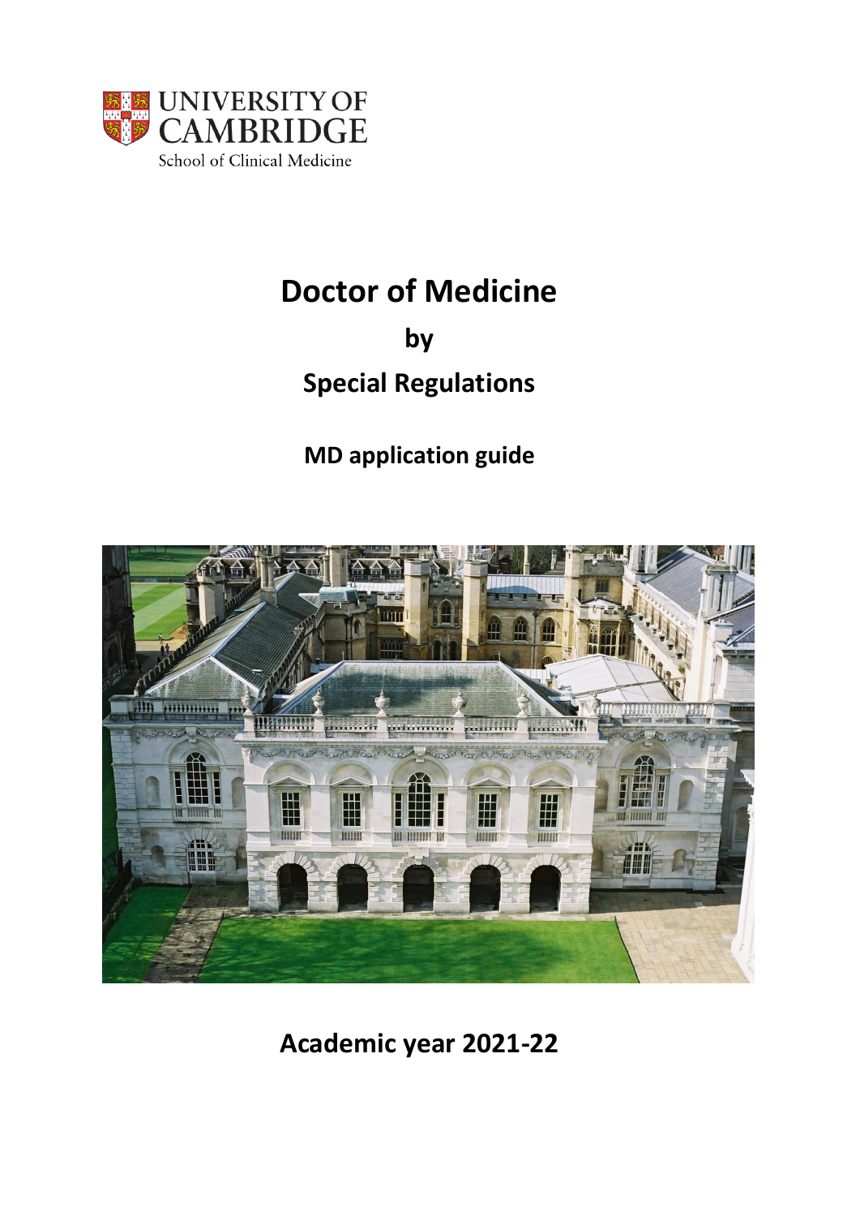UNIVERSITY OF CAMBRIDGE

School of Clinical Medicine

# Doctor of Medicine

## by

## Special Regulations

### MD application guide

## Academic year 2021-22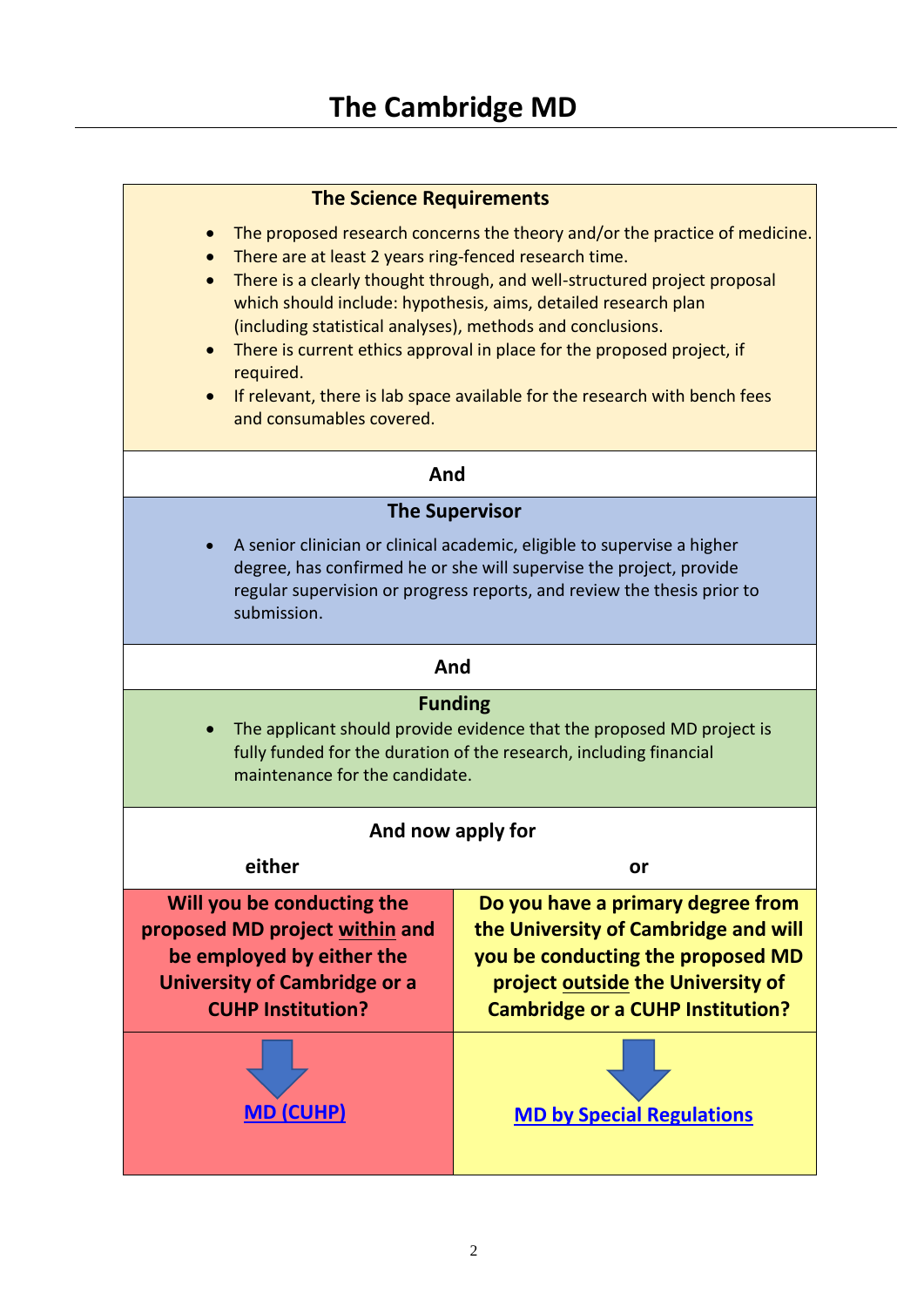# The Cambridge MD

**The Science Requirements**

- The proposed research concerns the theory and/or the practice of medicine.
- There are at least 2 years ring-fenced research time.
- There is a clearly thought through, and well-structured project proposal which should include: hypothesis, aims, detailed research plan (including statistical analyses), methods and conclusions.
- There is current ethics approval in place for the proposed project, if required.
- If relevant, there is lab space available for the research with bench fees and consumables covered.

**And**

**The Supervisor**

- A senior clinician or clinical academic, eligible to supervise a higher degree, has confirmed he or she will supervise the project, provide regular supervision or progress reports, and review the thesis prior to submission.

**And**

**Funding**

- The applicant should provide evidence that the proposed MD project is fully funded for the duration of the research, including financial maintenance for the candidate.

**And now apply for**

| either | or |
|---|---|
| **Will you be conducting the proposed MD project <u>within</u> and be employed by either the University of Cambridge or a CUHP Institution?** | **Do you have a primary degree from the University of Cambridge and will you be conducting the proposed MD project <u>outside</u> the University of Cambridge or a CUHP Institution?** |
| ↓ **MD (CUHP)** | ↓ **MD by Special Regulations** |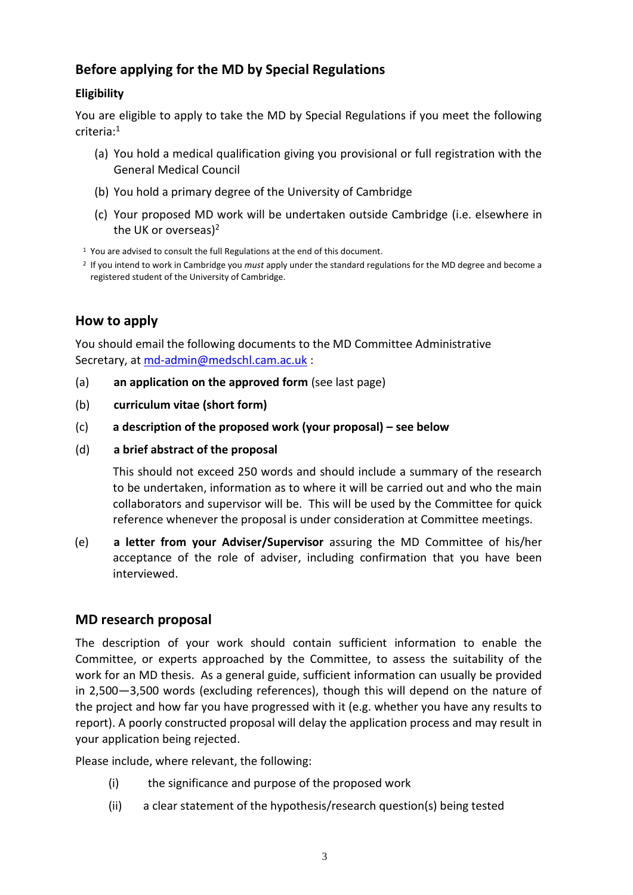## Before applying for the MD by Special Regulations

### Eligibility

You are eligible to apply to take the MD by Special Regulations if you meet the following criteria:[1]

(a) You hold a medical qualification giving you provisional or full registration with the General Medical Council

(b) You hold a primary degree of the University of Cambridge

(c) Your proposed MD work will be undertaken outside Cambridge (i.e. elsewhere in the UK or overseas)[2]

[1] You are advised to consult the full Regulations at the end of this document.

[2] If you intend to work in Cambridge you *must* apply under the standard regulations for the MD degree and become a registered student of the University of Cambridge.

## How to apply

You should email the following documents to the MD Committee Administrative Secretary, at md-admin@medschl.cam.ac.uk :

(a) **an application on the approved form** (see last page)

(b) **curriculum vitae (short form)**

(c) **a description of the proposed work (your proposal) – see below**

(d) **a brief abstract of the proposal**

This should not exceed 250 words and should include a summary of the research to be undertaken, information as to where it will be carried out and who the main collaborators and supervisor will be. This will be used by the Committee for quick reference whenever the proposal is under consideration at Committee meetings.

(e) **a letter from your Adviser/Supervisor** assuring the MD Committee of his/her acceptance of the role of adviser, including confirmation that you have been interviewed.

## MD research proposal

The description of your work should contain sufficient information to enable the Committee, or experts approached by the Committee, to assess the suitability of the work for an MD thesis. As a general guide, sufficient information can usually be provided in 2,500—3,500 words (excluding references), though this will depend on the nature of the project and how far you have progressed with it (e.g. whether you have any results to report). A poorly constructed proposal will delay the application process and may result in your application being rejected.

Please include, where relevant, the following:

(i) the significance and purpose of the proposed work

(ii) a clear statement of the hypothesis/research question(s) being tested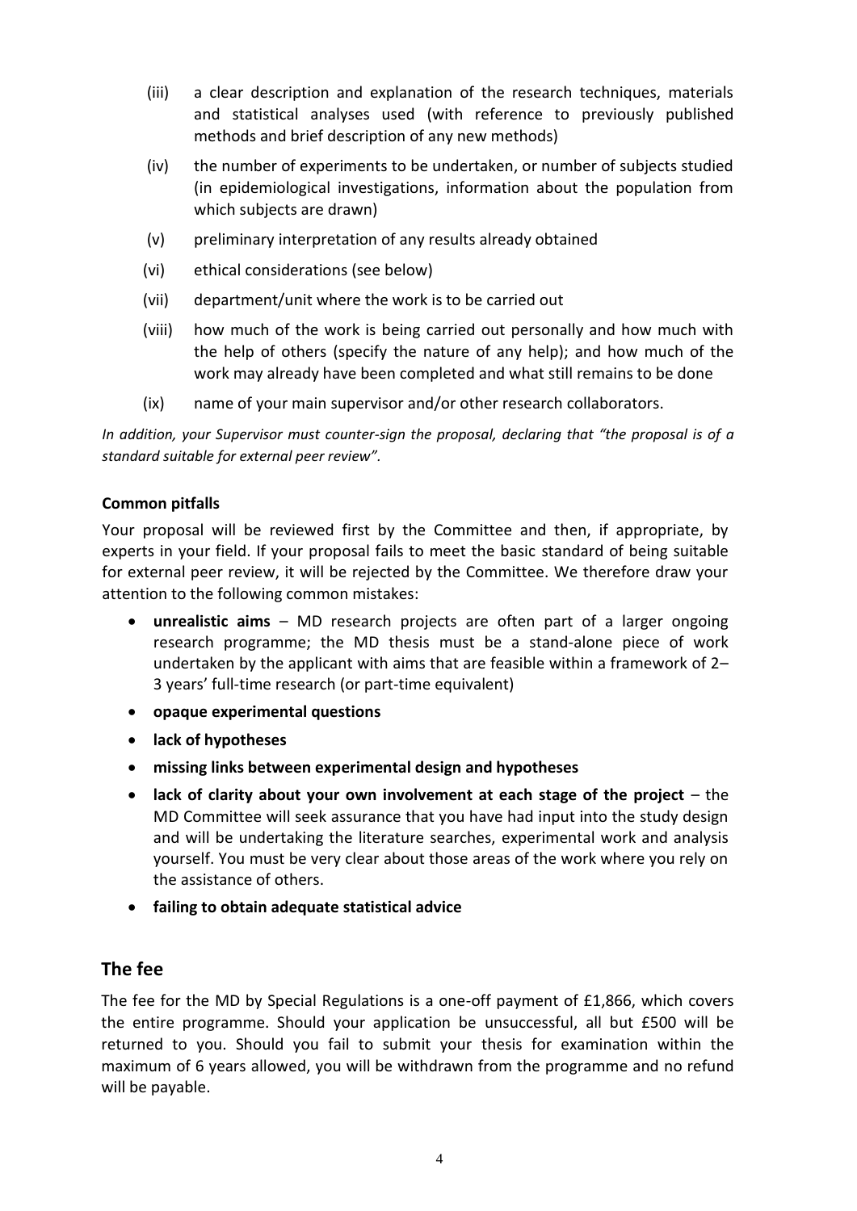(iii) a clear description and explanation of the research techniques, materials and statistical analyses used (with reference to previously published methods and brief description of any new methods)

(iv) the number of experiments to be undertaken, or number of subjects studied (in epidemiological investigations, information about the population from which subjects are drawn)

(v) preliminary interpretation of any results already obtained

(vi) ethical considerations (see below)

(vii) department/unit where the work is to be carried out

(viii) how much of the work is being carried out personally and how much with the help of others (specify the nature of any help); and how much of the work may already have been completed and what still remains to be done

(ix) name of your main supervisor and/or other research collaborators.

*In addition, your Supervisor must counter-sign the proposal, declaring that "the proposal is of a standard suitable for external peer review".*

**Common pitfalls**

Your proposal will be reviewed first by the Committee and then, if appropriate, by experts in your field. If your proposal fails to meet the basic standard of being suitable for external peer review, it will be rejected by the Committee. We therefore draw your attention to the following common mistakes:

- **unrealistic aims** – MD research projects are often part of a larger ongoing research programme; the MD thesis must be a stand-alone piece of work undertaken by the applicant with aims that are feasible within a framework of 2–3 years' full-time research (or part-time equivalent)
- **opaque experimental questions**
- **lack of hypotheses**
- **missing links between experimental design and hypotheses**
- **lack of clarity about your own involvement at each stage of the project** – the MD Committee will seek assurance that you have had input into the study design and will be undertaking the literature searches, experimental work and analysis yourself. You must be very clear about those areas of the work where you rely on the assistance of others.
- **failing to obtain adequate statistical advice**

## The fee

The fee for the MD by Special Regulations is a one-off payment of £1,866, which covers the entire programme. Should your application be unsuccessful, all but £500 will be returned to you. Should you fail to submit your thesis for examination within the maximum of 6 years allowed, you will be withdrawn from the programme and no refund will be payable.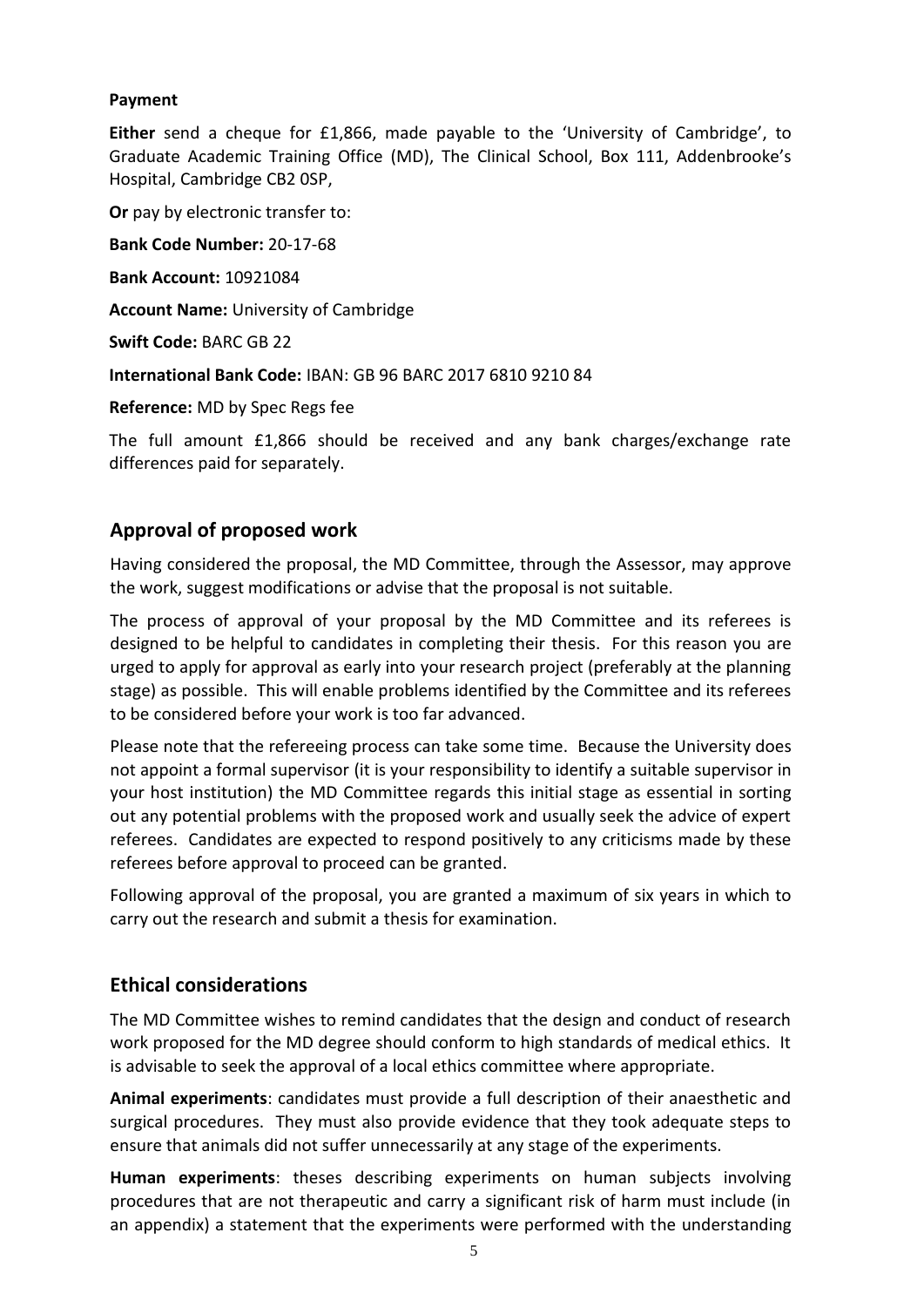**Payment**

**Either** send a cheque for £1,866, made payable to the 'University of Cambridge', to Graduate Academic Training Office (MD), The Clinical School, Box 111, Addenbrooke's Hospital, Cambridge CB2 0SP,

**Or** pay by electronic transfer to:

**Bank Code Number:** 20-17-68

**Bank Account:** 10921084

**Account Name:** University of Cambridge

**Swift Code:** BARC GB 22

**International Bank Code:** IBAN: GB 96 BARC 2017 6810 9210 84

**Reference:** MD by Spec Regs fee

The full amount £1,866 should be received and any bank charges/exchange rate differences paid for separately.

## Approval of proposed work

Having considered the proposal, the MD Committee, through the Assessor, may approve the work, suggest modifications or advise that the proposal is not suitable.

The process of approval of your proposal by the MD Committee and its referees is designed to be helpful to candidates in completing their thesis. For this reason you are urged to apply for approval as early into your research project (preferably at the planning stage) as possible. This will enable problems identified by the Committee and its referees to be considered before your work is too far advanced.

Please note that the refereeing process can take some time. Because the University does not appoint a formal supervisor (it is your responsibility to identify a suitable supervisor in your host institution) the MD Committee regards this initial stage as essential in sorting out any potential problems with the proposed work and usually seek the advice of expert referees. Candidates are expected to respond positively to any criticisms made by these referees before approval to proceed can be granted.

Following approval of the proposal, you are granted a maximum of six years in which to carry out the research and submit a thesis for examination.

## Ethical considerations

The MD Committee wishes to remind candidates that the design and conduct of research work proposed for the MD degree should conform to high standards of medical ethics. It is advisable to seek the approval of a local ethics committee where appropriate.

**Animal experiments**: candidates must provide a full description of their anaesthetic and surgical procedures. They must also provide evidence that they took adequate steps to ensure that animals did not suffer unnecessarily at any stage of the experiments.

**Human experiments**: theses describing experiments on human subjects involving procedures that are not therapeutic and carry a significant risk of harm must include (in an appendix) a statement that the experiments were performed with the understanding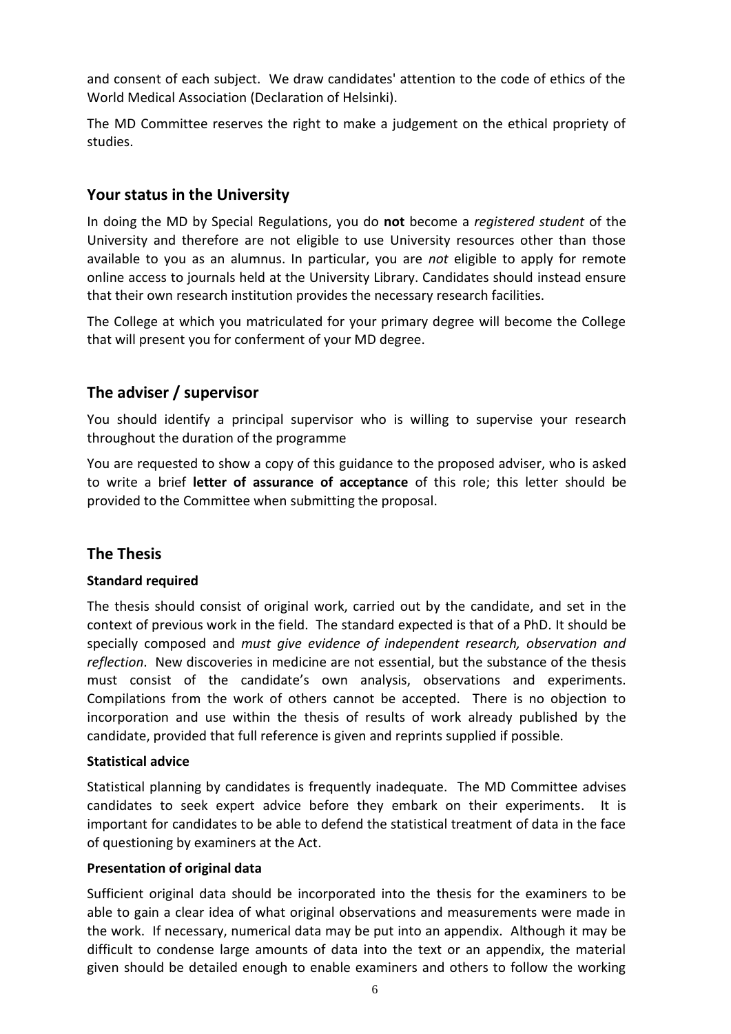and consent of each subject. We draw candidates' attention to the code of ethics of the World Medical Association (Declaration of Helsinki).

The MD Committee reserves the right to make a judgement on the ethical propriety of studies.

## Your status in the University

In doing the MD by Special Regulations, you do **not** become a *registered student* of the University and therefore are not eligible to use University resources other than those available to you as an alumnus. In particular, you are *not* eligible to apply for remote online access to journals held at the University Library. Candidates should instead ensure that their own research institution provides the necessary research facilities.

The College at which you matriculated for your primary degree will become the College that will present you for conferment of your MD degree.

## The adviser / supervisor

You should identify a principal supervisor who is willing to supervise your research throughout the duration of the programme

You are requested to show a copy of this guidance to the proposed adviser, who is asked to write a brief **letter of assurance of acceptance** of this role; this letter should be provided to the Committee when submitting the proposal.

## The Thesis

### Standard required

The thesis should consist of original work, carried out by the candidate, and set in the context of previous work in the field. The standard expected is that of a PhD. It should be specially composed and *must give evidence of independent research, observation and reflection*. New discoveries in medicine are not essential, but the substance of the thesis must consist of the candidate's own analysis, observations and experiments. Compilations from the work of others cannot be accepted. There is no objection to incorporation and use within the thesis of results of work already published by the candidate, provided that full reference is given and reprints supplied if possible.

### Statistical advice

Statistical planning by candidates is frequently inadequate. The MD Committee advises candidates to seek expert advice before they embark on their experiments. It is important for candidates to be able to defend the statistical treatment of data in the face of questioning by examiners at the Act.

### Presentation of original data

Sufficient original data should be incorporated into the thesis for the examiners to be able to gain a clear idea of what original observations and measurements were made in the work. If necessary, numerical data may be put into an appendix. Although it may be difficult to condense large amounts of data into the text or an appendix, the material given should be detailed enough to enable examiners and others to follow the working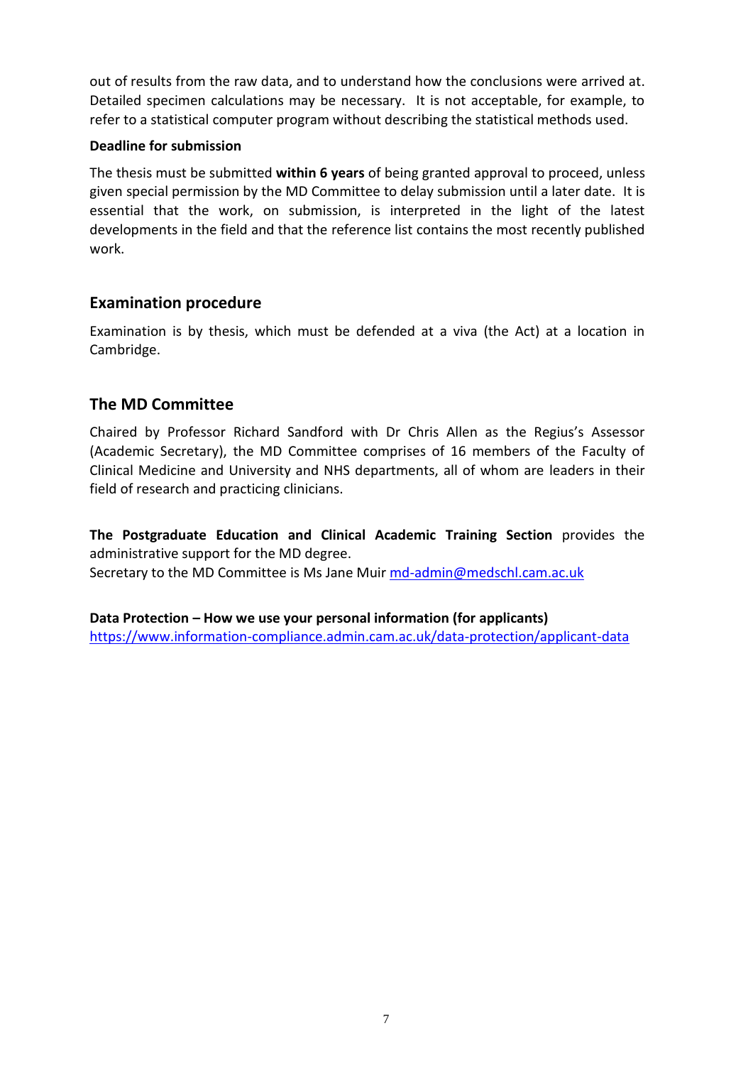out of results from the raw data, and to understand how the conclusions were arrived at. Detailed specimen calculations may be necessary. It is not acceptable, for example, to refer to a statistical computer program without describing the statistical methods used.

**Deadline for submission**

The thesis must be submitted **within 6 years** of being granted approval to proceed, unless given special permission by the MD Committee to delay submission until a later date. It is essential that the work, on submission, is interpreted in the light of the latest developments in the field and that the reference list contains the most recently published work.

## Examination procedure

Examination is by thesis, which must be defended at a viva (the Act) at a location in Cambridge.

## The MD Committee

Chaired by Professor Richard Sandford with Dr Chris Allen as the Regius's Assessor (Academic Secretary), the MD Committee comprises of 16 members of the Faculty of Clinical Medicine and University and NHS departments, all of whom are leaders in their field of research and practicing clinicians.

**The Postgraduate Education and Clinical Academic Training Section** provides the administrative support for the MD degree.
Secretary to the MD Committee is Ms Jane Muir md-admin@medschl.cam.ac.uk

**Data Protection – How we use your personal information (for applicants)**
https://www.information-compliance.admin.cam.ac.uk/data-protection/applicant-data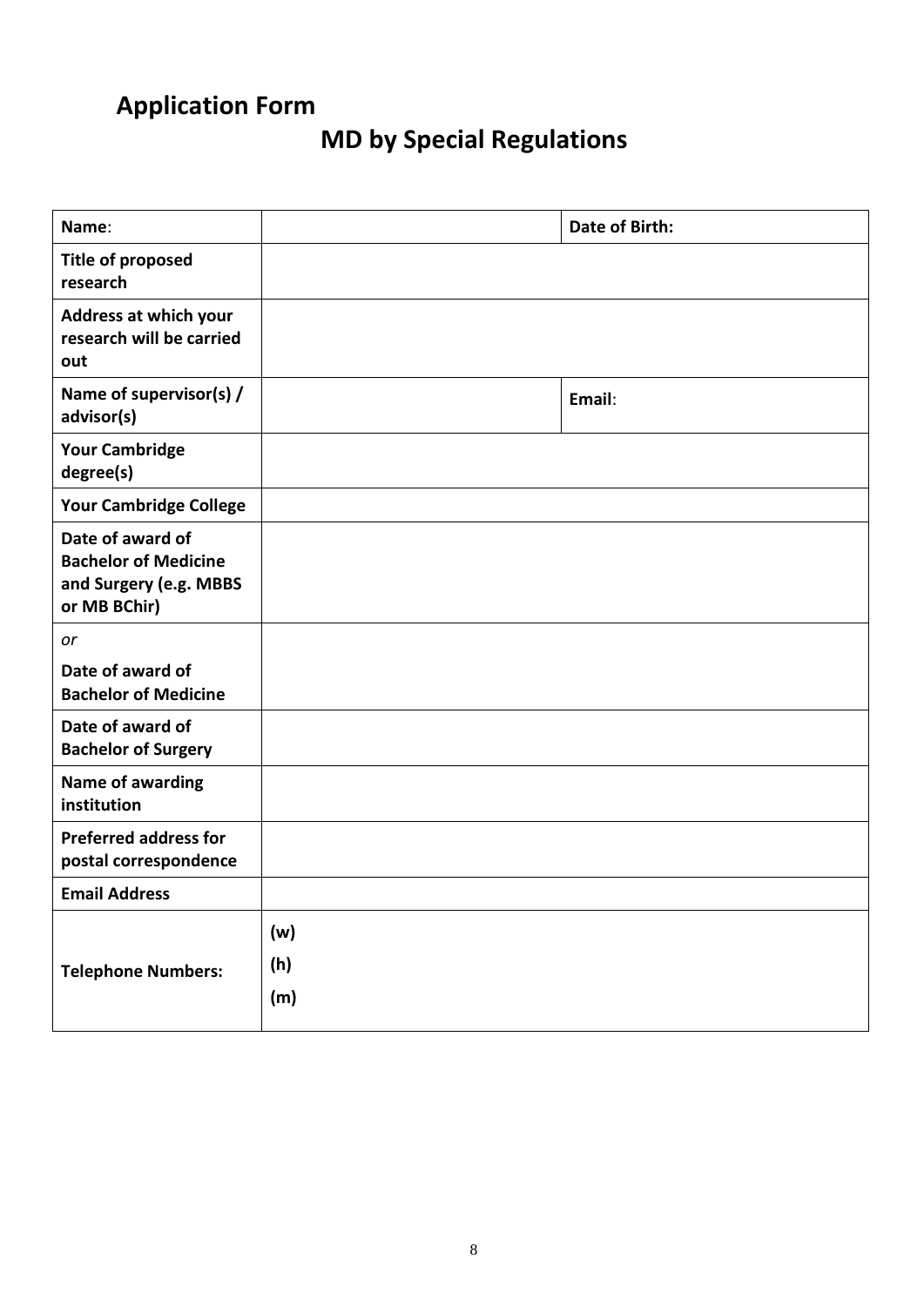# Application Form

## MD by Special Regulations

| **Name**: | | **Date of Birth:** | |
|---|---|---|---|
| **Title of proposed research** | | | |
| **Address at which your research will be carried out** | | | |
| **Name of supervisor(s) / advisor(s)** | | **Email**: | |
| **Your Cambridge degree(s)** | | | |
| **Your Cambridge College** | | | |
| **Date of award of Bachelor of Medicine and Surgery (e.g. MBBS or MB BChir)** | | | |
| *or* **Date of award of Bachelor of Medicine** | | | |
| **Date of award of Bachelor of Surgery** | | | |
| **Name of awarding institution** | | | |
| **Preferred address for postal correspondence** | | | |
| **Email Address** | | | |
| **Telephone Numbers:** | **(w)** **(h)** **(m)** | | |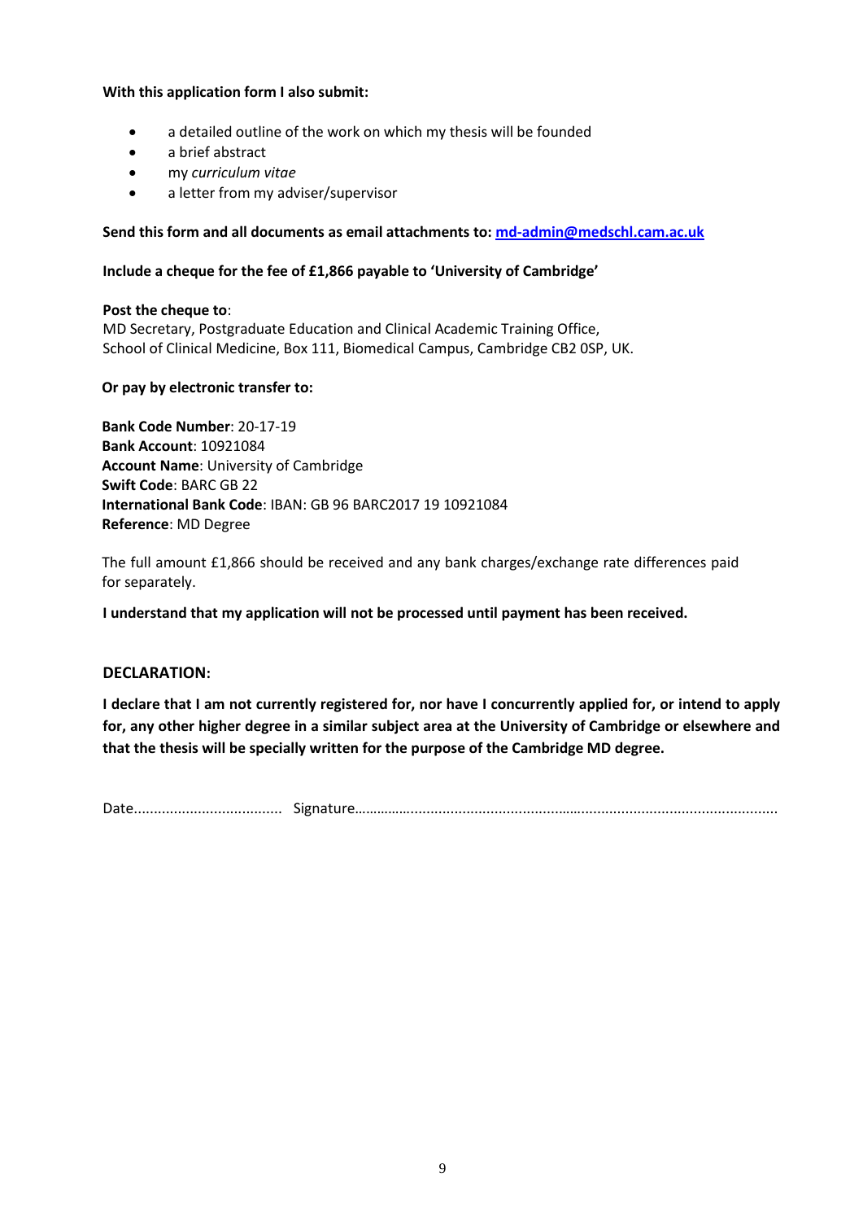**With this application form I also submit:**

- a detailed outline of the work on which my thesis will be founded
- a brief abstract
- my *curriculum vitae*
- a letter from my adviser/supervisor

**Send this form and all documents as email attachments to: [md-admin@medschl.cam.ac.uk](mailto:md-admin@medschl.cam.ac.uk)**

**Include a cheque for the fee of £1,866 payable to 'University of Cambridge'**

**Post the cheque to**:
MD Secretary, Postgraduate Education and Clinical Academic Training Office,
School of Clinical Medicine, Box 111, Biomedical Campus, Cambridge CB2 0SP, UK.

**Or pay by electronic transfer to:**

**Bank Code Number**: 20-17-19
**Bank Account**: 10921084
**Account Name**: University of Cambridge
**Swift Code**: BARC GB 22
**International Bank Code**: IBAN: GB 96 BARC2017 19 10921084
**Reference**: MD Degree

The full amount £1,866 should be received and any bank charges/exchange rate differences paid for separately.

**I understand that my application will not be processed until payment has been received.**

## DECLARATION:

**I declare that I am not currently registered for, nor have I concurrently applied for, or intend to apply for, any other higher degree in a similar subject area at the University of Cambridge or elsewhere and that the thesis will be specially written for the purpose of the Cambridge MD degree.**

Date.................................... Signature..........................................................................................................